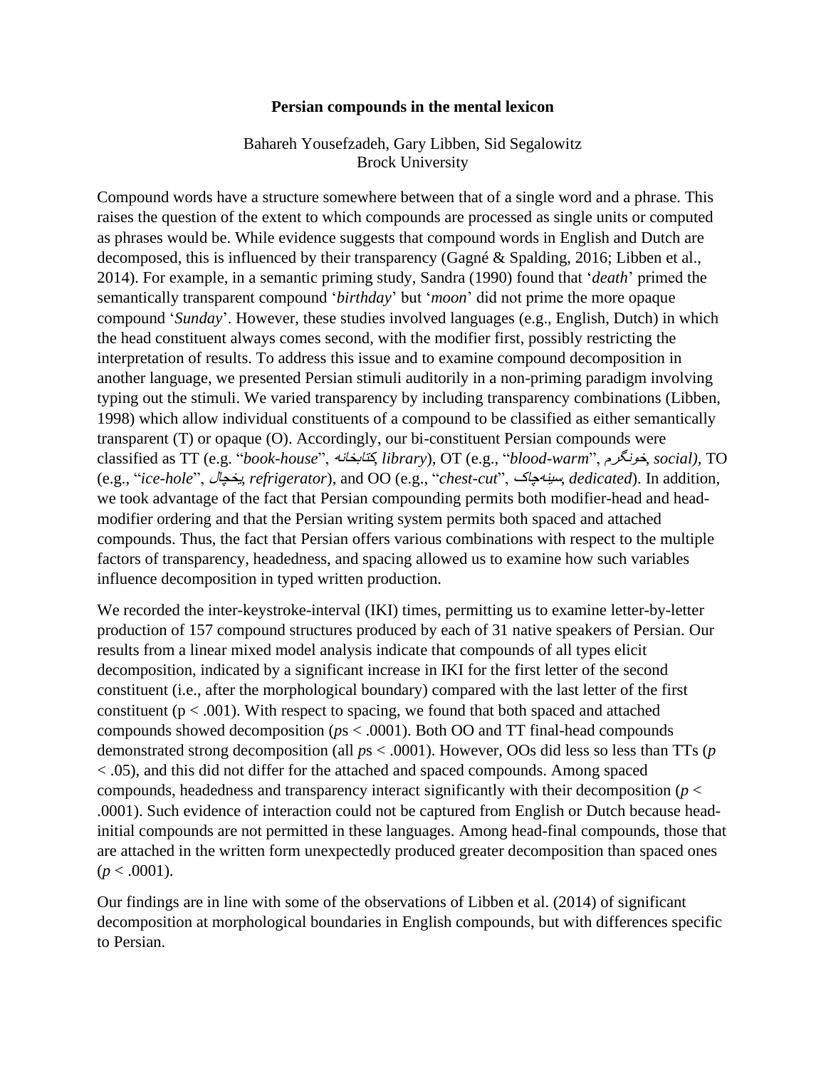# Persian compounds in the mental lexicon

Bahareh Yousefzadeh, Gary Libben, Sid Segalowitz
Brock University

Compound words have a structure somewhere between that of a single word and a phrase. This raises the question of the extent to which compounds are processed as single units or computed as phrases would be. While evidence suggests that compound words in English and Dutch are decomposed, this is influenced by their transparency (Gagné & Spalding, 2016; Libben et al., 2014). For example, in a semantic priming study, Sandra (1990) found that '*death*' primed the semantically transparent compound '*birthday*' but '*moon*' did not prime the more opaque compound '*Sunday*'. However, these studies involved languages (e.g., English, Dutch) in which the head constituent always comes second, with the modifier first, possibly restricting the interpretation of results. To address this issue and to examine compound decomposition in another language, we presented Persian stimuli auditorily in a non-priming paradigm involving typing out the stimuli. We varied transparency by including transparency combinations (Libben, 1998) which allow individual constituents of a compound to be classified as either semantically transparent (T) or opaque (O). Accordingly, our bi-constituent Persian compounds were classified as TT (e.g. "*book-house*", کتابخانه, *library*), OT (e.g., "*blood-warm*", خونگرم, *social)*, TO (e.g., "*ice-hole*", یخچال, *refrigerator*), and OO (e.g., "*chest-cut*", سینه‌چاک, *dedicated*). In addition, we took advantage of the fact that Persian compounding permits both modifier-head and head-modifier ordering and that the Persian writing system permits both spaced and attached compounds. Thus, the fact that Persian offers various combinations with respect to the multiple factors of transparency, headedness, and spacing allowed us to examine how such variables influence decomposition in typed written production.

We recorded the inter-keystroke-interval (IKI) times, permitting us to examine letter-by-letter production of 157 compound structures produced by each of 31 native speakers of Persian. Our results from a linear mixed model analysis indicate that compounds of all types elicit decomposition, indicated by a significant increase in IKI for the first letter of the second constituent (i.e., after the morphological boundary) compared with the last letter of the first constituent ($p < .001$). With respect to spacing, we found that both spaced and attached compounds showed decomposition ($p$s $< .0001$). Both OO and TT final-head compounds demonstrated strong decomposition (all $p$s $< .0001$). However, OOs did less so less than TTs ($p < .05$), and this did not differ for the attached and spaced compounds. Among spaced compounds, headedness and transparency interact significantly with their decomposition ($p < .0001$). Such evidence of interaction could not be captured from English or Dutch because head-initial compounds are not permitted in these languages. Among head-final compounds, those that are attached in the written form unexpectedly produced greater decomposition than spaced ones ($p < .0001$).

Our findings are in line with some of the observations of Libben et al. (2014) of significant decomposition at morphological boundaries in English compounds, but with differences specific to Persian.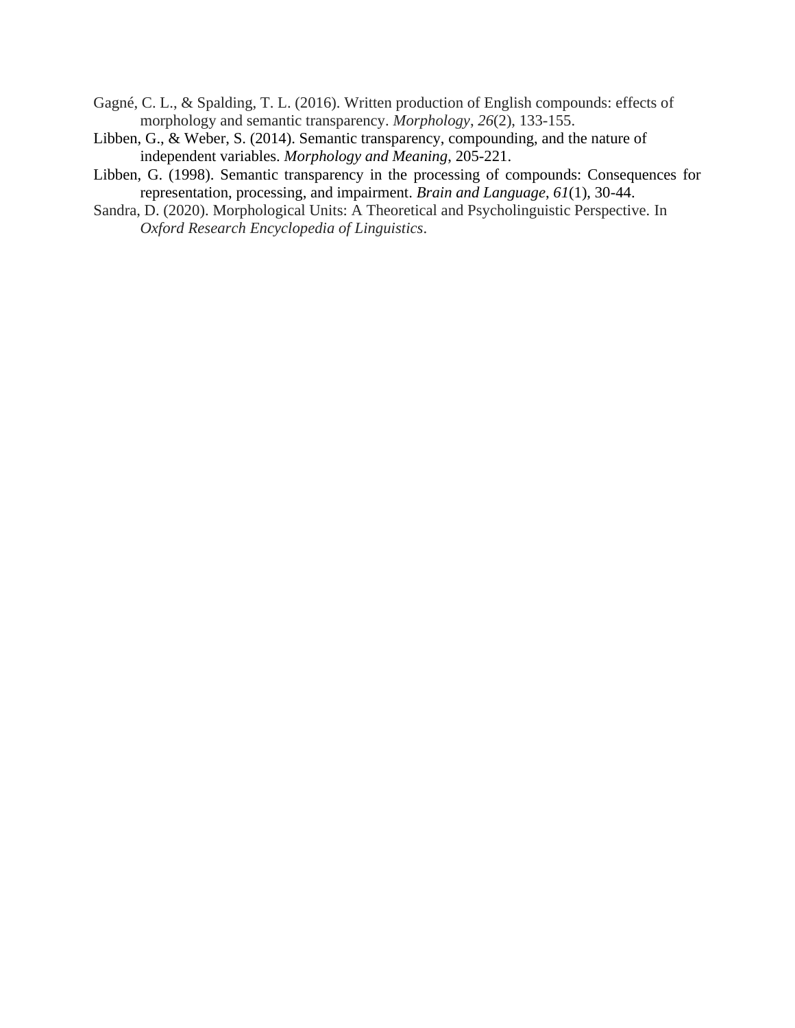Gagné, C. L., & Spalding, T. L. (2016). Written production of English compounds: effects of morphology and semantic transparency. *Morphology*, *26*(2), 133-155.

Libben, G., & Weber, S. (2014). Semantic transparency, compounding, and the nature of independent variables. *Morphology and Meaning*, 205-221.

Libben, G. (1998). Semantic transparency in the processing of compounds: Consequences for representation, processing, and impairment. *Brain and Language*, *61*(1), 30-44.

Sandra, D. (2020). Morphological Units: A Theoretical and Psycholinguistic Perspective. In *Oxford Research Encyclopedia of Linguistics*.